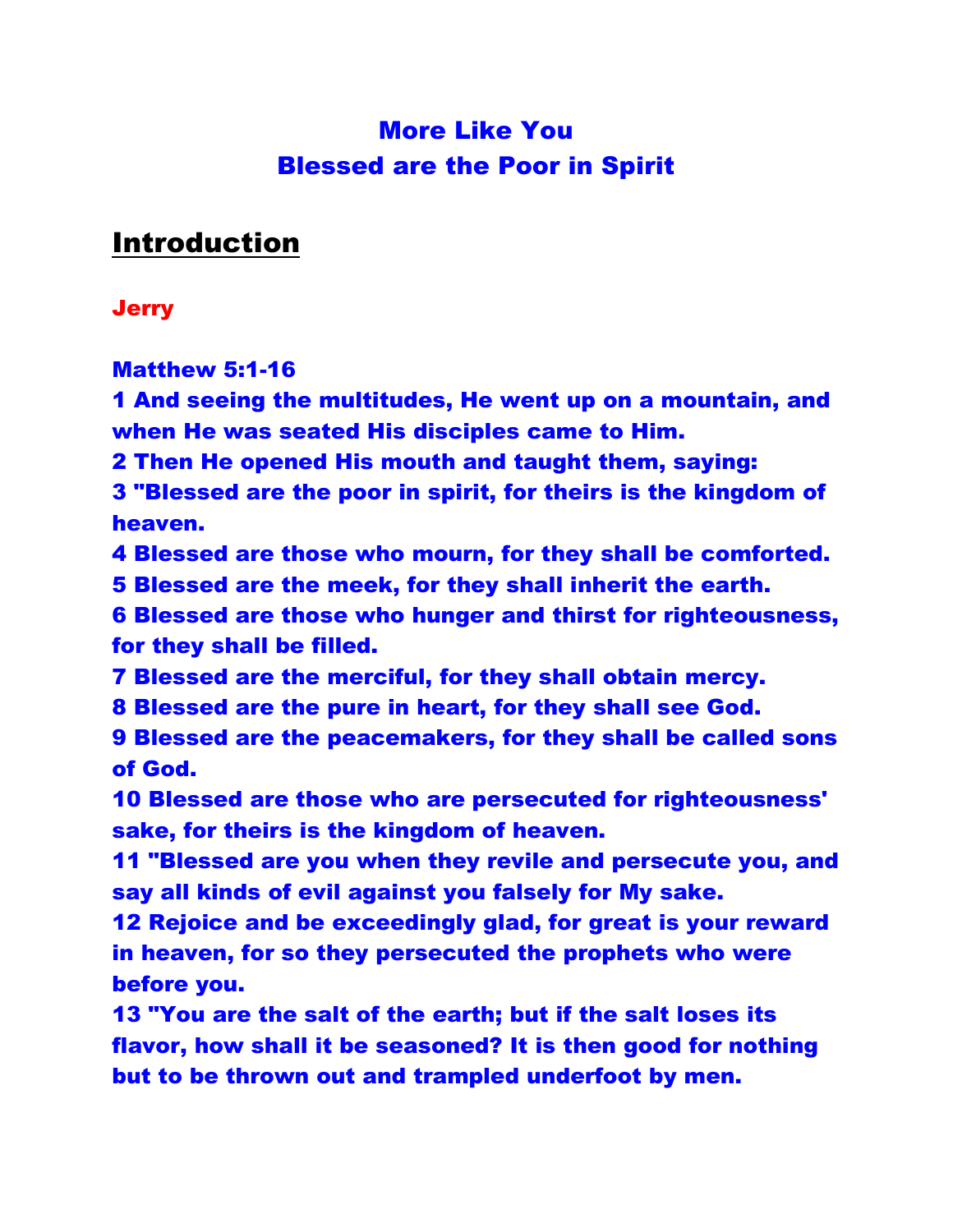# More Like You
# Blessed are the Poor in Spirit

## Introduction

**Jerry**

**Matthew 5:1-16**

**1 And seeing the multitudes, He went up on a mountain, and when He was seated His disciples came to Him.**
**2 Then He opened His mouth and taught them, saying:**
**3 "Blessed are the poor in spirit, for theirs is the kingdom of heaven.**
**4 Blessed are those who mourn, for they shall be comforted.**
**5 Blessed are the meek, for they shall inherit the earth.**
**6 Blessed are those who hunger and thirst for righteousness, for they shall be filled.**
**7 Blessed are the merciful, for they shall obtain mercy.**
**8 Blessed are the pure in heart, for they shall see God.**
**9 Blessed are the peacemakers, for they shall be called sons of God.**
**10 Blessed are those who are persecuted for righteousness' sake, for theirs is the kingdom of heaven.**
**11 "Blessed are you when they revile and persecute you, and say all kinds of evil against you falsely for My sake.**
**12 Rejoice and be exceedingly glad, for great is your reward in heaven, for so they persecuted the prophets who were before you.**
**13 "You are the salt of the earth; but if the salt loses its flavor, how shall it be seasoned? It is then good for nothing but to be thrown out and trampled underfoot by men.**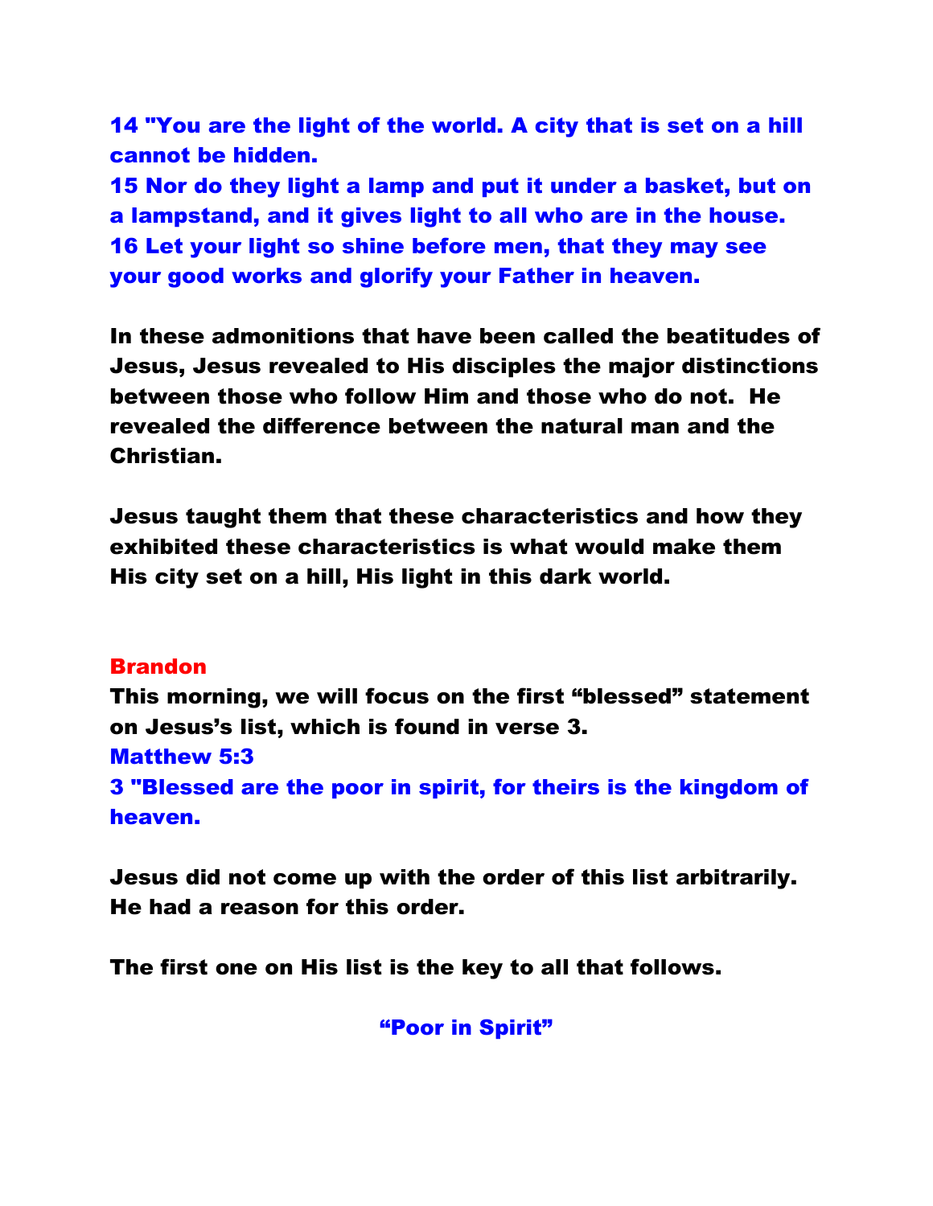14 "You are the light of the world. A city that is set on a hill cannot be hidden.
15 Nor do they light a lamp and put it under a basket, but on a lampstand, and it gives light to all who are in the house.
16 Let your light so shine before men, that they may see your good works and glorify your Father in heaven.

In these admonitions that have been called the beatitudes of Jesus, Jesus revealed to His disciples the major distinctions between those who follow Him and those who do not. He revealed the difference between the natural man and the Christian.

Jesus taught them that these characteristics and how they exhibited these characteristics is what would make them His city set on a hill, His light in this dark world.

**Brandon**

This morning, we will focus on the first "blessed" statement on Jesus's list, which is found in verse 3.

**Matthew 5:3**

3 "Blessed are the poor in spirit, for theirs is the kingdom of heaven.

Jesus did not come up with the order of this list arbitrarily. He had a reason for this order.

The first one on His list is the key to all that follows.

## "Poor in Spirit"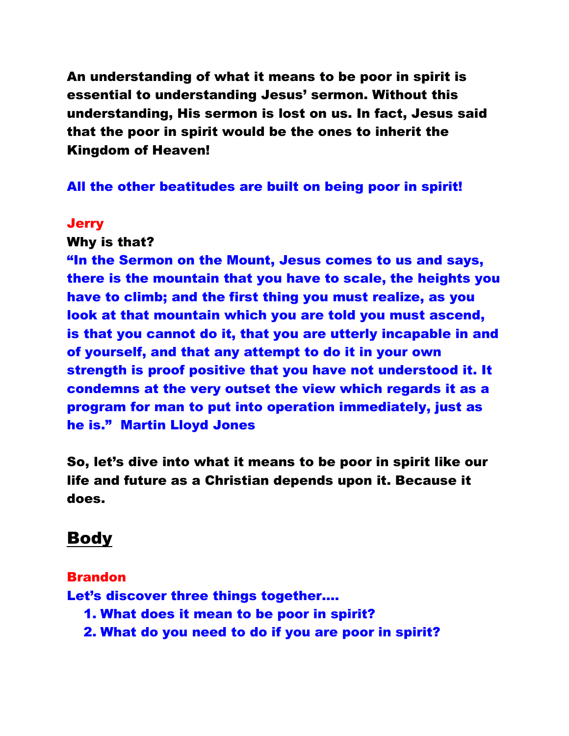**An understanding of what it means to be poor in spirit is essential to understanding Jesus' sermon. Without this understanding, His sermon is lost on us. In fact, Jesus said that the poor in spirit would be the ones to inherit the Kingdom of Heaven!**

**All the other beatitudes are built on being poor in spirit!**

**Jerry**

**Why is that?**

**"In the Sermon on the Mount, Jesus comes to us and says, there is the mountain that you have to scale, the heights you have to climb; and the first thing you must realize, as you look at that mountain which you are told you must ascend, is that you cannot do it, that you are utterly incapable in and of yourself, and that any attempt to do it in your own strength is proof positive that you have not understood it. It condemns at the very outset the view which regards it as a program for man to put into operation immediately, just as he is." Martin Lloyd Jones**

**So, let's dive into what it means to be poor in spirit like our life and future as a Christian depends upon it. Because it does.**

## Body

**Brandon**

**Let's discover three things together....**

1. **What does it mean to be poor in spirit?**
2. **What do you need to do if you are poor in spirit?**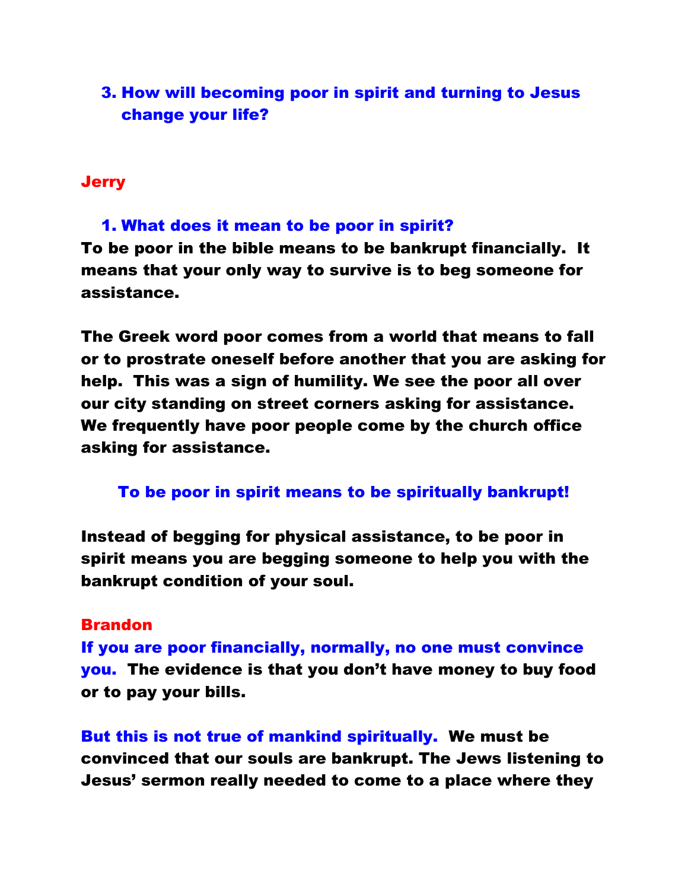3. **How will becoming poor in spirit and turning to Jesus change your life?**

**Jerry**

1. **What does it mean to be poor in spirit?**

**To be poor in the bible means to be bankrupt financially. It means that your only way to survive is to beg someone for assistance.**

**The Greek word poor comes from a world that means to fall or to prostrate oneself before another that you are asking for help. This was a sign of humility. We see the poor all over our city standing on street corners asking for assistance. We frequently have poor people come by the church office asking for assistance.**

**To be poor in spirit means to be spiritually bankrupt!**

**Instead of begging for physical assistance, to be poor in spirit means you are begging someone to help you with the bankrupt condition of your soul.**

**Brandon**

**If you are poor financially, normally, no one must convince you. The evidence is that you don't have money to buy food or to pay your bills.**

**But this is not true of mankind spiritually. We must be convinced that our souls are bankrupt. The Jews listening to Jesus' sermon really needed to come to a place where they**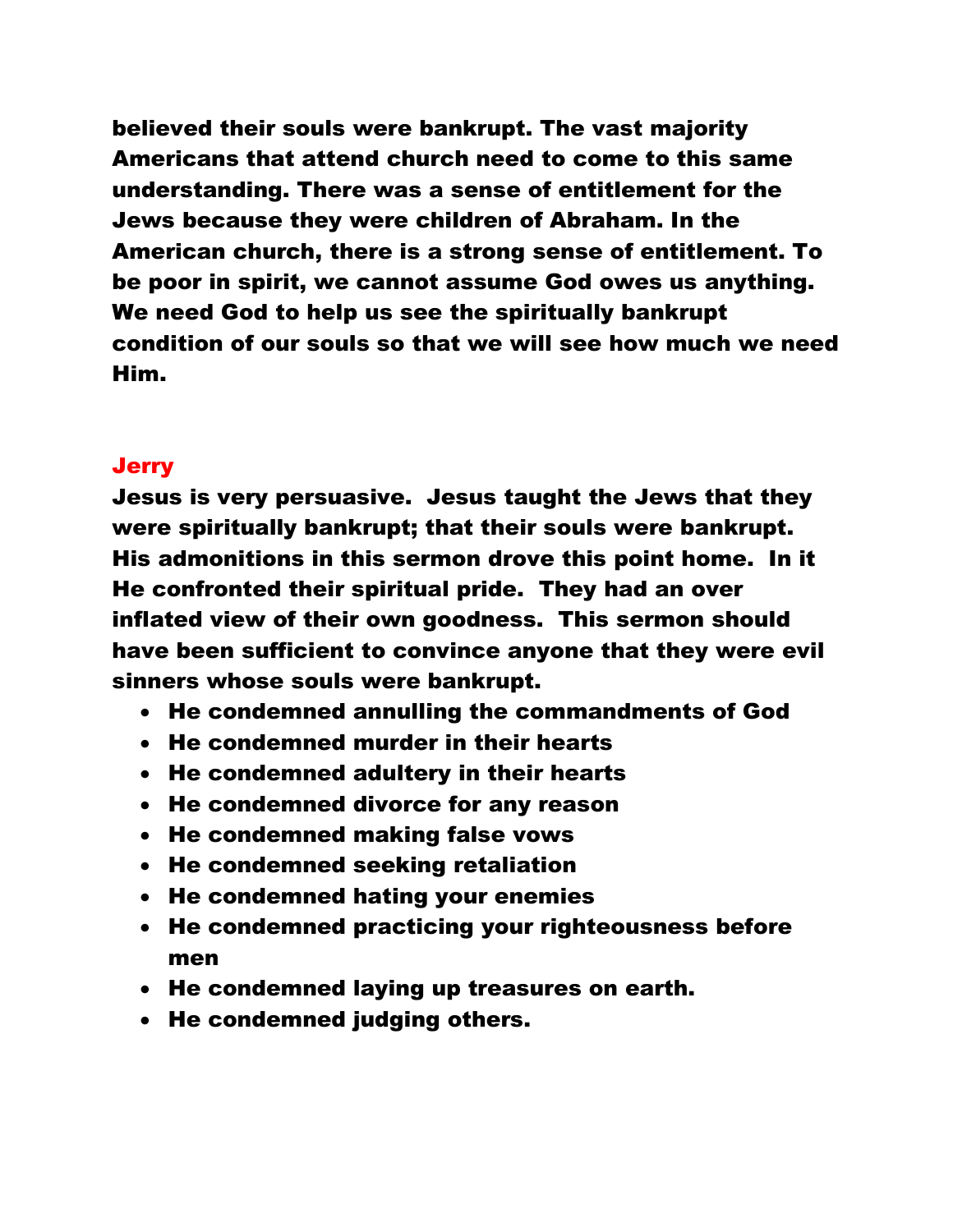**believed their souls were bankrupt. The vast majority Americans that attend church need to come to this same understanding. There was a sense of entitlement for the Jews because they were children of Abraham. In the American church, there is a strong sense of entitlement. To be poor in spirit, we cannot assume God owes us anything. We need God to help us see the spiritually bankrupt condition of our souls so that we will see how much we need Him.**

**Jerry**

**Jesus is very persuasive. Jesus taught the Jews that they were spiritually bankrupt; that their souls were bankrupt. His admonitions in this sermon drove this point home. In it He confronted their spiritual pride. They had an over inflated view of their own goodness. This sermon should have been sufficient to convince anyone that they were evil sinners whose souls were bankrupt.**

- **He condemned annulling the commandments of God**
- **He condemned murder in their hearts**
- **He condemned adultery in their hearts**
- **He condemned divorce for any reason**
- **He condemned making false vows**
- **He condemned seeking retaliation**
- **He condemned hating your enemies**
- **He condemned practicing your righteousness before men**
- **He condemned laying up treasures on earth.**
- **He condemned judging others.**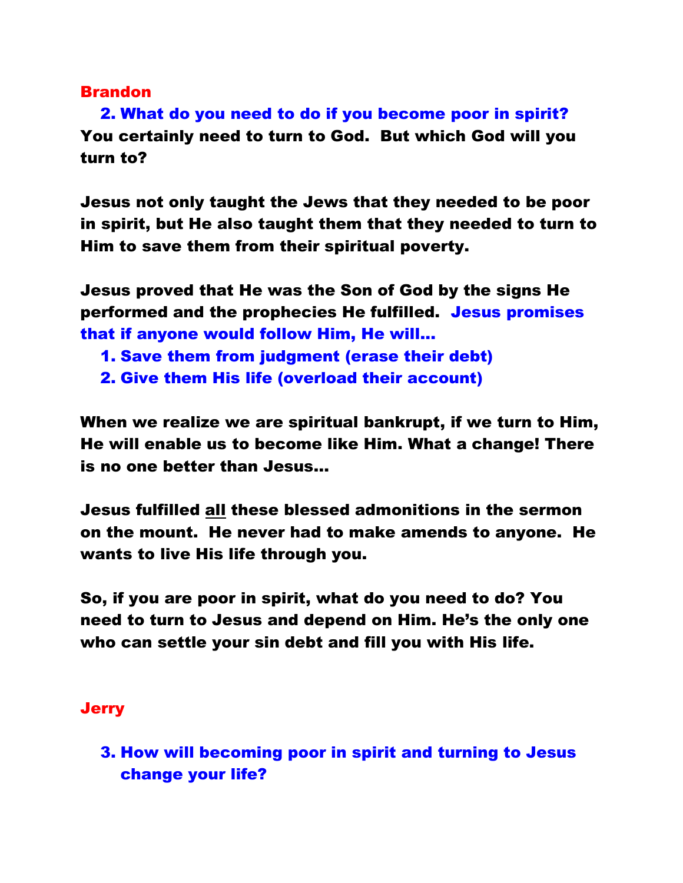**Brandon**

2. **What do you need to do if you become poor in spirit?**

**You certainly need to turn to God. But which God will you turn to?**

**Jesus not only taught the Jews that they needed to be poor in spirit, but He also taught them that they needed to turn to Him to save them from their spiritual poverty.**

**Jesus proved that He was the Son of God by the signs He performed and the prophecies He fulfilled. Jesus promises that if anyone would follow Him, He will…**

1. **Save them from judgment (erase their debt)**
2. **Give them His life (overload their account)**

**When we realize we are spiritual bankrupt, if we turn to Him, He will enable us to become like Him. What a change! There is no one better than Jesus…**

**Jesus fulfilled <u>all</u> these blessed admonitions in the sermon on the mount. He never had to make amends to anyone. He wants to live His life through you.**

**So, if you are poor in spirit, what do you need to do? You need to turn to Jesus and depend on Him. He's the only one who can settle your sin debt and fill you with His life.**

**Jerry**

3. **How will becoming poor in spirit and turning to Jesus change your life?**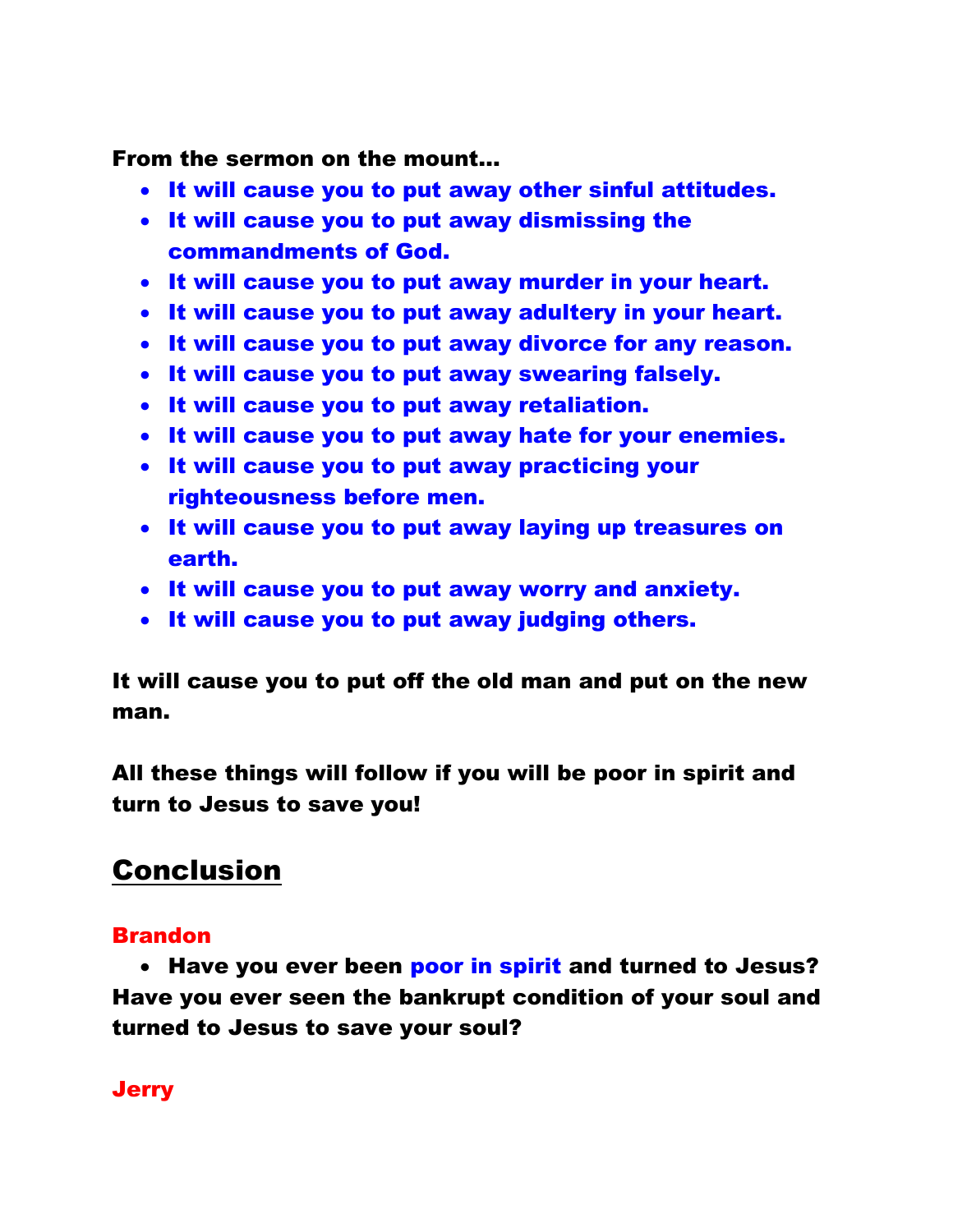**From the sermon on the mount…**

- **It will cause you to put away other sinful attitudes.**
- **It will cause you to put away dismissing the commandments of God.**
- **It will cause you to put away murder in your heart.**
- **It will cause you to put away adultery in your heart.**
- **It will cause you to put away divorce for any reason.**
- **It will cause you to put away swearing falsely.**
- **It will cause you to put away retaliation.**
- **It will cause you to put away hate for your enemies.**
- **It will cause you to put away practicing your righteousness before men.**
- **It will cause you to put away laying up treasures on earth.**
- **It will cause you to put away worry and anxiety.**
- **It will cause you to put away judging others.**

**It will cause you to put off the old man and put on the new man.**

**All these things will follow if you will be poor in spirit and turn to Jesus to save you!**

## Conclusion

**Brandon**

- **Have you ever been poor in spirit and turned to Jesus? Have you ever seen the bankrupt condition of your soul and turned to Jesus to save your soul?**

**Jerry**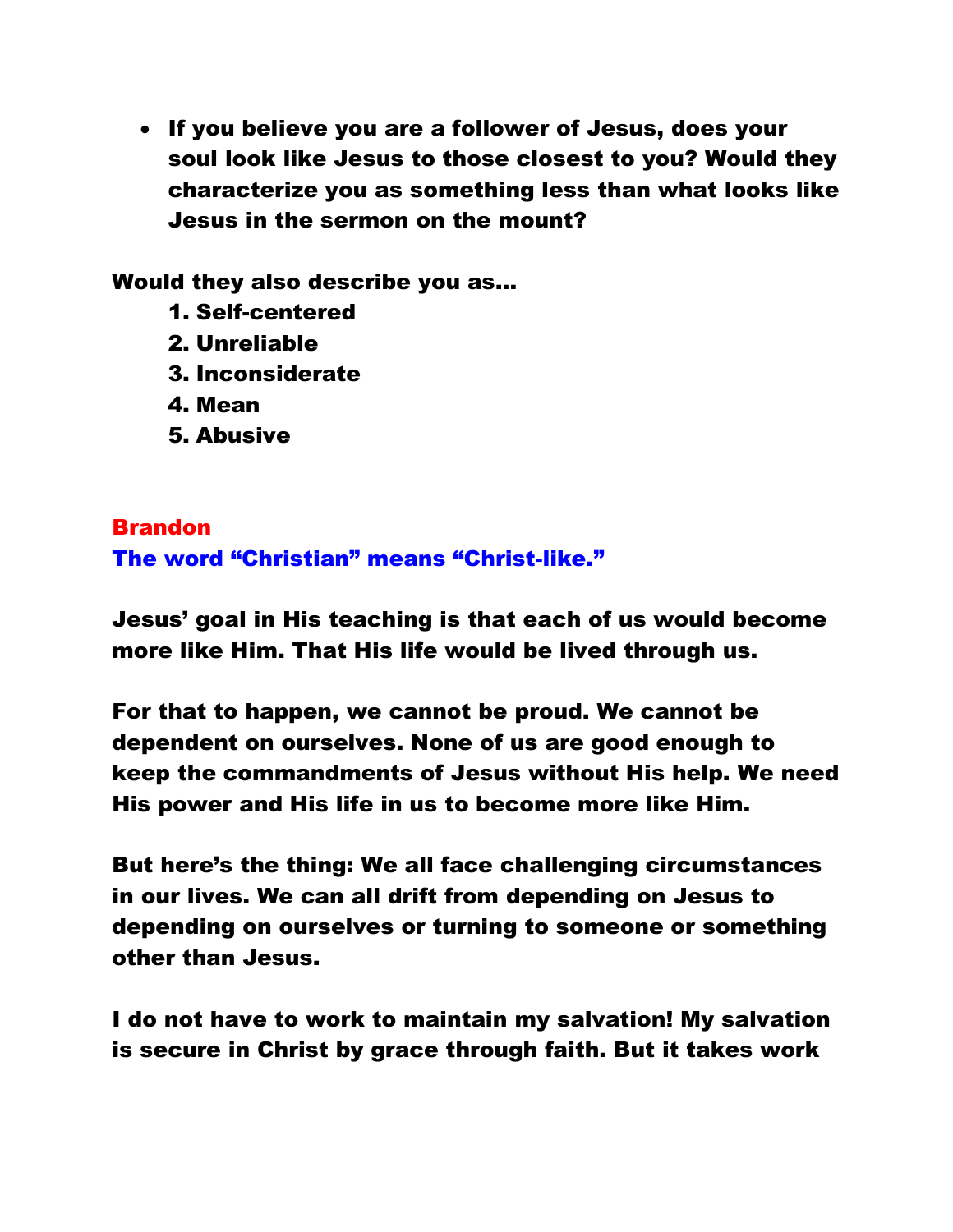- **If you believe you are a follower of Jesus, does your soul look like Jesus to those closest to you? Would they characterize you as something less than what looks like Jesus in the sermon on the mount?**

**Would they also describe you as…**

1. **Self-centered**
2. **Unreliable**
3. **Inconsiderate**
4. **Mean**
5. **Abusive**

**Brandon**

**The word "Christian" means "Christ-like."**

**Jesus' goal in His teaching is that each of us would become more like Him. That His life would be lived through us.**

**For that to happen, we cannot be proud. We cannot be dependent on ourselves. None of us are good enough to keep the commandments of Jesus without His help. We need His power and His life in us to become more like Him.**

**But here's the thing: We all face challenging circumstances in our lives. We can all drift from depending on Jesus to depending on ourselves or turning to someone or something other than Jesus.**

**I do not have to work to maintain my salvation! My salvation is secure in Christ by grace through faith. But it takes work**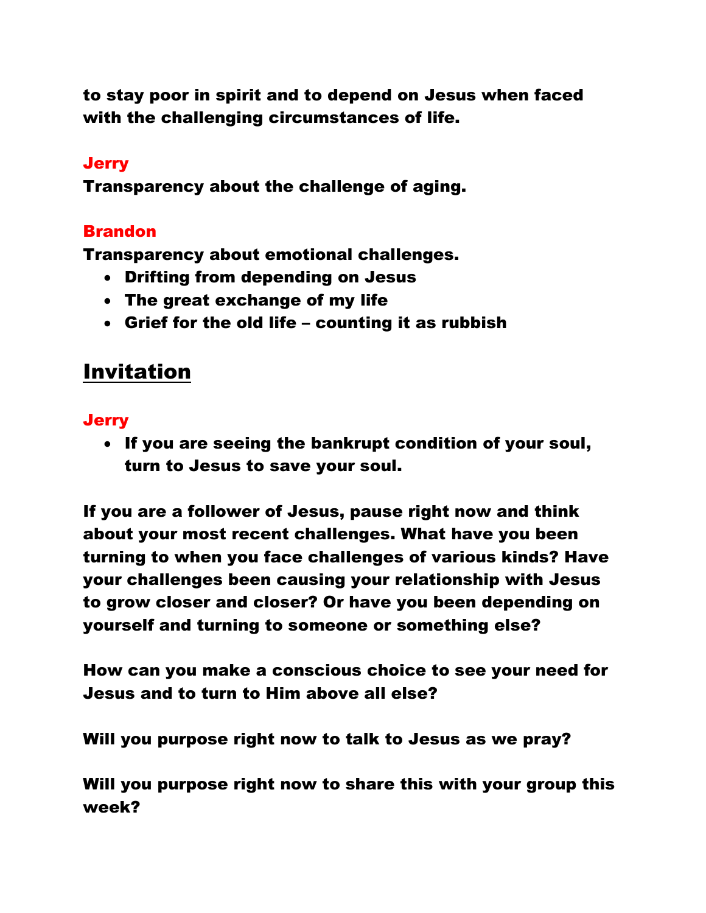**to stay poor in spirit and to depend on Jesus when faced with the challenging circumstances of life.**

**Jerry**

**Transparency about the challenge of aging.**

**Brandon**

**Transparency about emotional challenges.**

- **Drifting from depending on Jesus**
- **The great exchange of my life**
- **Grief for the old life – counting it as rubbish**

## Invitation

**Jerry**

- **If you are seeing the bankrupt condition of your soul, turn to Jesus to save your soul.**

**If you are a follower of Jesus, pause right now and think about your most recent challenges. What have you been turning to when you face challenges of various kinds? Have your challenges been causing your relationship with Jesus to grow closer and closer? Or have you been depending on yourself and turning to someone or something else?**

**How can you make a conscious choice to see your need for Jesus and to turn to Him above all else?**

**Will you purpose right now to talk to Jesus as we pray?**

**Will you purpose right now to share this with your group this week?**